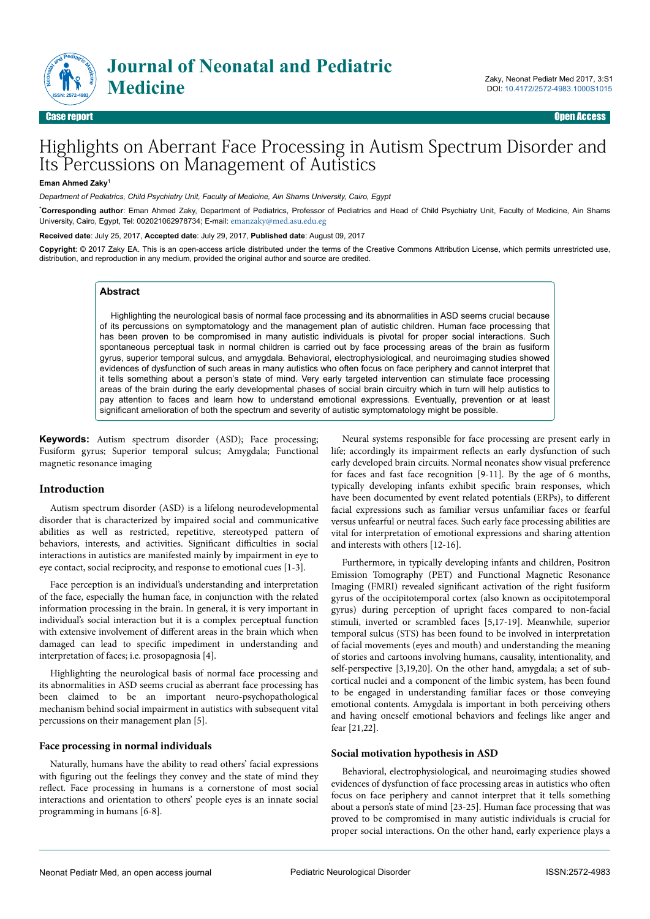# Highlights on Aberrant Face Processing in Autism Spectrum Disorder and Its Percussions on Management of Autistics

**Eman Ahmed Zaky**[1]

*Department of Pediatrics, Child Psychiatry Unit, Faculty of Medicine, Ain Shams University, Cairo, Egypt*

[*]**Corresponding author**: Eman Ahmed Zaky, Department of Pediatrics, Professor of Pediatrics and Head of Child Psychiatry Unit, Faculty of Medicine, Ain Shams University, Cairo, Egypt, Tel: 002021062978734; E-mail: emanzaky@med.asu.edu.eg

**Received date**: July 25, 2017, **Accepted date**: July 29, 2017, **Published date**: August 09, 2017

**Copyright**: © 2017 Zaky EA. This is an open-access article distributed under the terms of the Creative Commons Attribution License, which permits unrestricted use, distribution, and reproduction in any medium, provided the original author and source are credited.

## Abstract

Highlighting the neurological basis of normal face processing and its abnormalities in ASD seems crucial because of its percussions on symptomatology and the management plan of autistic children. Human face processing that has been proven to be compromised in many autistic individuals is pivotal for proper social interactions. Such spontaneous perceptual task in normal children is carried out by face processing areas of the brain as fusiform gyrus, superior temporal sulcus, and amygdala. Behavioral, electrophysiological, and neuroimaging studies showed evidences of dysfunction of such areas in many autistics who often focus on face periphery and cannot interpret that it tells something about a person's state of mind. Very early targeted intervention can stimulate face processing areas of the brain during the early developmental phases of social brain circuitry which in turn will help autistics to pay attention to faces and learn how to understand emotional expressions. Eventually, prevention or at least significant amelioration of both the spectrum and severity of autistic symptomatology might be possible.

**Keywords:** Autism spectrum disorder (ASD); Face processing; Fusiform gyrus; Superior temporal sulcus; Amygdala; Functional magnetic resonance imaging

## Introduction

Autism spectrum disorder (ASD) is a lifelong neurodevelopmental disorder that is characterized by impaired social and communicative abilities as well as restricted, repetitive, stereotyped pattern of behaviors, interests, and activities. Significant difficulties in social interactions in autistics are manifested mainly by impairment in eye to eye contact, social reciprocity, and response to emotional cues [1-3].

Face perception is an individual's understanding and interpretation of the face, especially the human face, in conjunction with the related information processing in the brain. In general, it is very important in individual's social interaction but it is a complex perceptual function with extensive involvement of different areas in the brain which when damaged can lead to specific impediment in understanding and interpretation of faces; i.e. prosopagnosia [4].

Highlighting the neurological basis of normal face processing and its abnormalities in ASD seems crucial as aberrant face processing has been claimed to be an important neuro-psychopathological mechanism behind social impairment in autistics with subsequent vital percussions on their management plan [5].

### Face processing in normal individuals

Naturally, humans have the ability to read others' facial expressions with figuring out the feelings they convey and the state of mind they reflect. Face processing in humans is a cornerstone of most social interactions and orientation to others' people eyes is an innate social programming in humans [6-8].

Neural systems responsible for face processing are present early in life; accordingly its impairment reflects an early dysfunction of such early developed brain circuits. Normal neonates show visual preference for faces and fast face recognition [9-11]. By the age of 6 months, typically developing infants exhibit specific brain responses, which have been documented by event related potentials (ERPs), to different facial expressions such as familiar versus unfamiliar faces or fearful versus unfearful or neutral faces. Such early face processing abilities are vital for interpretation of emotional expressions and sharing attention and interests with others [12-16].

Furthermore, in typically developing infants and children, Positron Emission Tomography (PET) and Functional Magnetic Resonance Imaging (FMRI) revealed significant activation of the right fusiform gyrus of the occipitotemporal cortex (also known as occipitotemporal gyrus) during perception of upright faces compared to non-facial stimuli, inverted or scrambled faces [5,17-19]. Meanwhile, superior temporal sulcus (STS) has been found to be involved in interpretation of facial movements (eyes and mouth) and understanding the meaning of stories and cartoons involving humans, causality, intentionality, and self-perspective [3,19,20]. On the other hand, amygdala; a set of sub-cortical nuclei and a component of the limbic system, has been found to be engaged in understanding familiar faces or those conveying emotional contents. Amygdala is important in both perceiving others and having oneself emotional behaviors and feelings like anger and fear [21,22].

### Social motivation hypothesis in ASD

Behavioral, electrophysiological, and neuroimaging studies showed evidences of dysfunction of face processing areas in autistics who often focus on face periphery and cannot interpret that it tells something about a person's state of mind [23-25]. Human face processing that was proved to be compromised in many autistic individuals is crucial for proper social interactions. On the other hand, early experience plays a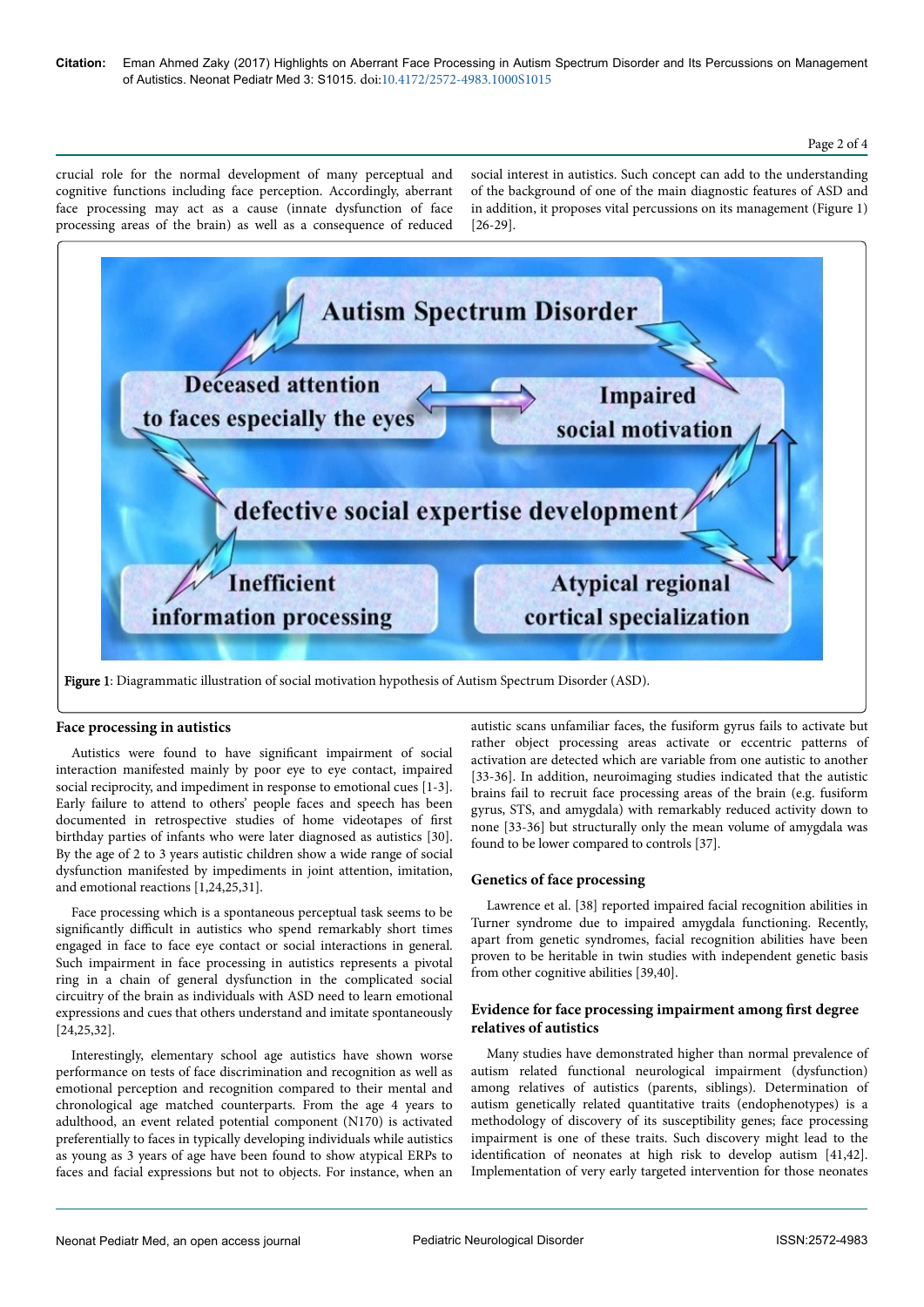crucial role for the normal development of many perceptual and cognitive functions including face perception. Accordingly, aberrant face processing may act as a cause (innate dysfunction of face processing areas of the brain) as well as a consequence of reduced social interest in autistics. Such concept can add to the understanding of the background of one of the main diagnostic features of ASD and in addition, it proposes vital percussions on its management (Figure 1) [26-29].

**Figure 1**: Diagrammatic illustration of social motivation hypothesis of Autism Spectrum Disorder (ASD).

## Face processing in autistics

Autistics were found to have significant impairment of social interaction manifested mainly by poor eye to eye contact, impaired social reciprocity, and impediment in response to emotional cues [1-3]. Early failure to attend to others' people faces and speech has been documented in retrospective studies of home videotapes of first birthday parties of infants who were later diagnosed as autistics [30]. By the age of 2 to 3 years autistic children show a wide range of social dysfunction manifested by impediments in joint attention, imitation, and emotional reactions [1,24,25,31].

Face processing which is a spontaneous perceptual task seems to be significantly difficult in autistics who spend remarkably short times engaged in face to face eye contact or social interactions in general. Such impairment in face processing in autistics represents a pivotal ring in a chain of general dysfunction in the complicated social circuitry of the brain as individuals with ASD need to learn emotional expressions and cues that others understand and imitate spontaneously [24,25,32].

Interestingly, elementary school age autistics have shown worse performance on tests of face discrimination and recognition as well as emotional perception and recognition compared to their mental and chronological age matched counterparts. From the age 4 years to adulthood, an event related potential component (N170) is activated preferentially to faces in typically developing individuals while autistics as young as 3 years of age have been found to show atypical ERPs to faces and facial expressions but not to objects. For instance, when an autistic scans unfamiliar faces, the fusiform gyrus fails to activate but rather object processing areas activate or eccentric patterns of activation are detected which are variable from one autistic to another [33-36]. In addition, neuroimaging studies indicated that the autistic brains fail to recruit face processing areas of the brain (e.g. fusiform gyrus, STS, and amygdala) with remarkably reduced activity down to none [33-36] but structurally only the mean volume of amygdala was found to be lower compared to controls [37].

## Genetics of face processing

Lawrence et al. [38] reported impaired facial recognition abilities in Turner syndrome due to impaired amygdala functioning. Recently, apart from genetic syndromes, facial recognition abilities have been proven to be heritable in twin studies with independent genetic basis from other cognitive abilities [39,40].

## Evidence for face processing impairment among first degree relatives of autistics

Many studies have demonstrated higher than normal prevalence of autism related functional neurological impairment (dysfunction) among relatives of autistics (parents, siblings). Determination of autism genetically related quantitative traits (endophenotypes) is a methodology of discovery of its susceptibility genes; face processing impairment is one of these traits. Such discovery might lead to the identification of neonates at high risk to develop autism [41,42]. Implementation of very early targeted intervention for those neonates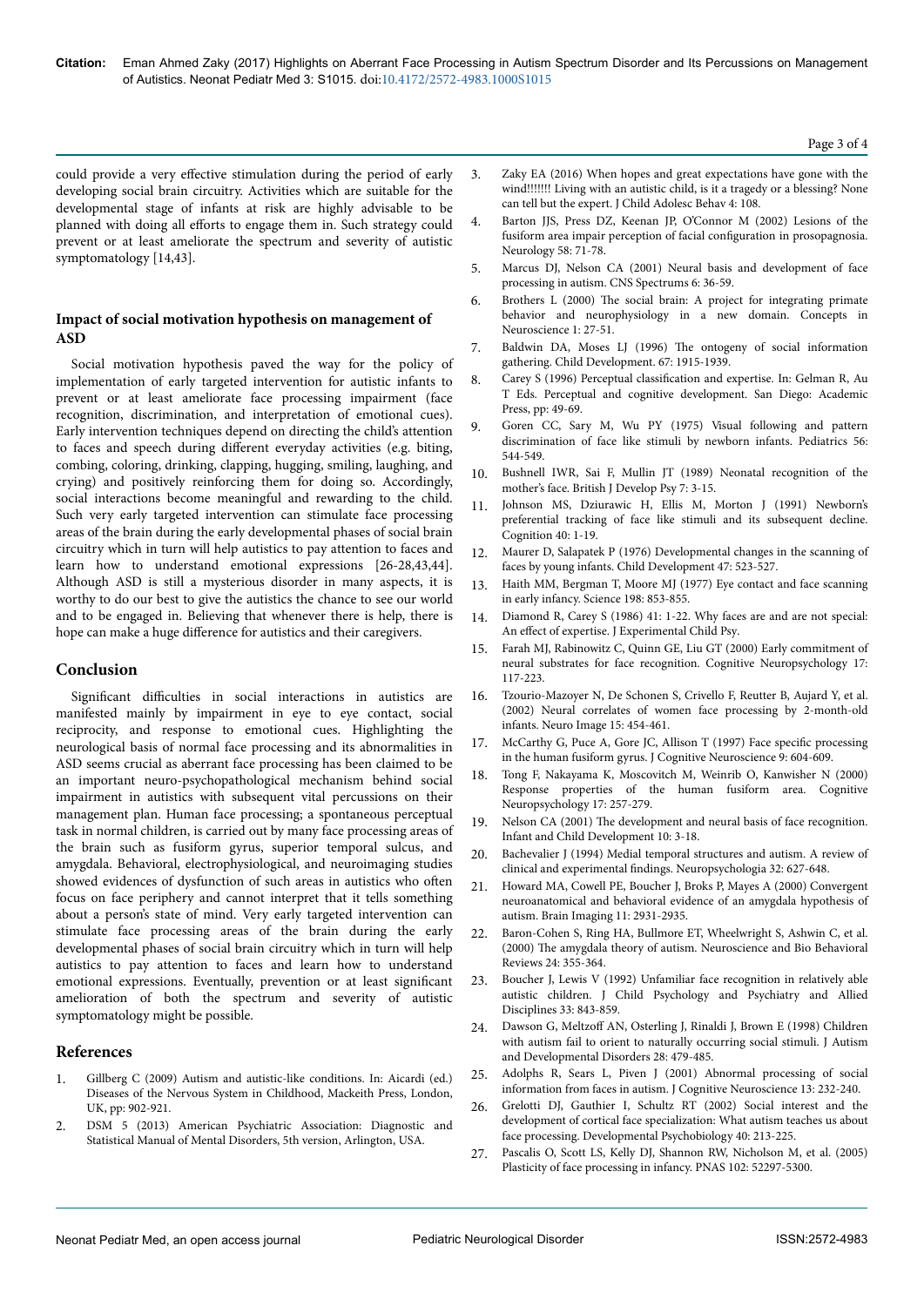could provide a very effective stimulation during the period of early developing social brain circuitry. Activities which are suitable for the developmental stage of infants at risk are highly advisable to be planned with doing all efforts to engage them in. Such strategy could prevent or at least ameliorate the spectrum and severity of autistic symptomatology [14,43].

### Impact of social motivation hypothesis on management of ASD

Social motivation hypothesis paved the way for the policy of implementation of early targeted intervention for autistic infants to prevent or at least ameliorate face processing impairment (face recognition, discrimination, and interpretation of emotional cues). Early intervention techniques depend on directing the child's attention to faces and speech during different everyday activities (e.g. biting, combing, coloring, drinking, clapping, hugging, smiling, laughing, and crying) and positively reinforcing them for doing so. Accordingly, social interactions become meaningful and rewarding to the child. Such very early targeted intervention can stimulate face processing areas of the brain during the early developmental phases of social brain circuitry which in turn will help autistics to pay attention to faces and learn how to understand emotional expressions [26-28,43,44]. Although ASD is still a mysterious disorder in many aspects, it is worthy to do our best to give the autistics the chance to see our world and to be engaged in. Believing that whenever there is help, there is hope can make a huge difference for autistics and their caregivers.

## Conclusion

Significant difficulties in social interactions in autistics are manifested mainly by impairment in eye to eye contact, social reciprocity, and response to emotional cues. Highlighting the neurological basis of normal face processing and its abnormalities in ASD seems crucial as aberrant face processing has been claimed to be an important neuro-psychopathological mechanism behind social impairment in autistics with subsequent vital percussions on their management plan. Human face processing; a spontaneous perceptual task in normal children, is carried out by many face processing areas of the brain such as fusiform gyrus, superior temporal sulcus, and amygdala. Behavioral, electrophysiological, and neuroimaging studies showed evidences of dysfunction of such areas in autistics who often focus on face periphery and cannot interpret that it tells something about a person's state of mind. Very early targeted intervention can stimulate face processing areas of the brain during the early developmental phases of social brain circuitry which in turn will help autistics to pay attention to faces and learn how to understand emotional expressions. Eventually, prevention or at least significant amelioration of both the spectrum and severity of autistic symptomatology might be possible.

## References

1. Gillberg C (2009) Autism and autistic-like conditions. In: Aicardi (ed.) Diseases of the Nervous System in Childhood, Mackeith Press, London, UK, pp: 902-921.
2. DSM 5 (2013) American Psychiatric Association: Diagnostic and Statistical Manual of Mental Disorders, 5th version, Arlington, USA.
3. Zaky EA (2016) When hopes and great expectations have gone with the wind!!!!!!! Living with an autistic child, is it a tragedy or a blessing? None can tell but the expert. J Child Adolesc Behav 4: 108.
4. Barton JJS, Press DZ, Keenan JP, O'Connor M (2002) Lesions of the fusiform area impair perception of facial configuration in prosopagnosia. Neurology 58: 71-78.
5. Marcus DJ, Nelson CA (2001) Neural basis and development of face processing in autism. CNS Spectrums 6: 36-59.
6. Brothers L (2000) The social brain: A project for integrating primate behavior and neurophysiology in a new domain. Concepts in Neuroscience 1: 27-51.
7. Baldwin DA, Moses LJ (1996) The ontogeny of social information gathering. Child Development. 67: 1915-1939.
8. Carey S (1996) Perceptual classification and expertise. In: Gelman R, Au T Eds. Perceptual and cognitive development. San Diego: Academic Press, pp: 49-69.
9. Goren CC, Sary M, Wu PY (1975) Visual following and pattern discrimination of face like stimuli by newborn infants. Pediatrics 56: 544-549.
10. Bushnell IWR, Sai F, Mullin JT (1989) Neonatal recognition of the mother's face. British J Develop Psy 7: 3-15.
11. Johnson MS, Dziurawic H, Ellis M, Morton J (1991) Newborn's preferential tracking of face like stimuli and its subsequent decline. Cognition 40: 1-19.
12. Maurer D, Salapatek P (1976) Developmental changes in the scanning of faces by young infants. Child Development 47: 523-527.
13. Haith MM, Bergman T, Moore MJ (1977) Eye contact and face scanning in early infancy. Science 198: 853-855.
14. Diamond R, Carey S (1986) 41: 1-22. Why faces are and are not special: An effect of expertise. J Experimental Child Psy.
15. Farah MJ, Rabinowitz C, Quinn GE, Liu GT (2000) Early commitment of neural substrates for face recognition. Cognitive Neuropsychology 17: 117-223.
16. Tzourio-Mazoyer N, De Schonen S, Crivello F, Reutter B, Aujard Y, et al. (2002) Neural correlates of women face processing by 2-month-old infants. Neuro Image 15: 454-461.
17. McCarthy G, Puce A, Gore JC, Allison T (1997) Face specific processing in the human fusiform gyrus. J Cognitive Neuroscience 9: 604-609.
18. Tong F, Nakayama K, Moscovitch M, Weinrib O, Kanwisher N (2000) Response properties of the human fusiform area. Cognitive Neuropsychology 17: 257-279.
19. Nelson CA (2001) The development and neural basis of face recognition. Infant and Child Development 10: 3-18.
20. Bachevalier J (1994) Medial temporal structures and autism. A review of clinical and experimental findings. Neuropsychologia 32: 627-648.
21. Howard MA, Cowell PE, Boucher J, Broks P, Mayes A (2000) Convergent neuroanatomical and behavioral evidence of an amygdala hypothesis of autism. Brain Imaging 11: 2931-2935.
22. Baron-Cohen S, Ring HA, Bullmore ET, Wheelwright S, Ashwin C, et al. (2000) The amygdala theory of autism. Neuroscience and Bio Behavioral Reviews 24: 355-364.
23. Boucher J, Lewis V (1992) Unfamiliar face recognition in relatively able autistic children. J Child Psychology and Psychiatry and Allied Disciplines 33: 843-859.
24. Dawson G, Meltzoff AN, Osterling J, Rinaldi J, Brown E (1998) Children with autism fail to orient to naturally occurring social stimuli. J Autism and Developmental Disorders 28: 479-485.
25. Adolphs R, Sears L, Piven J (2001) Abnormal processing of social information from faces in autism. J Cognitive Neuroscience 13: 232-240.
26. Grelotti DJ, Gauthier I, Schultz RT (2002) Social interest and the development of cortical face specialization: What autism teaches us about face processing. Developmental Psychobiology 40: 213-225.
27. Pascalis O, Scott LS, Kelly DJ, Shannon RW, Nicholson M, et al. (2005) Plasticity of face processing in infancy. PNAS 102: 52297-5300.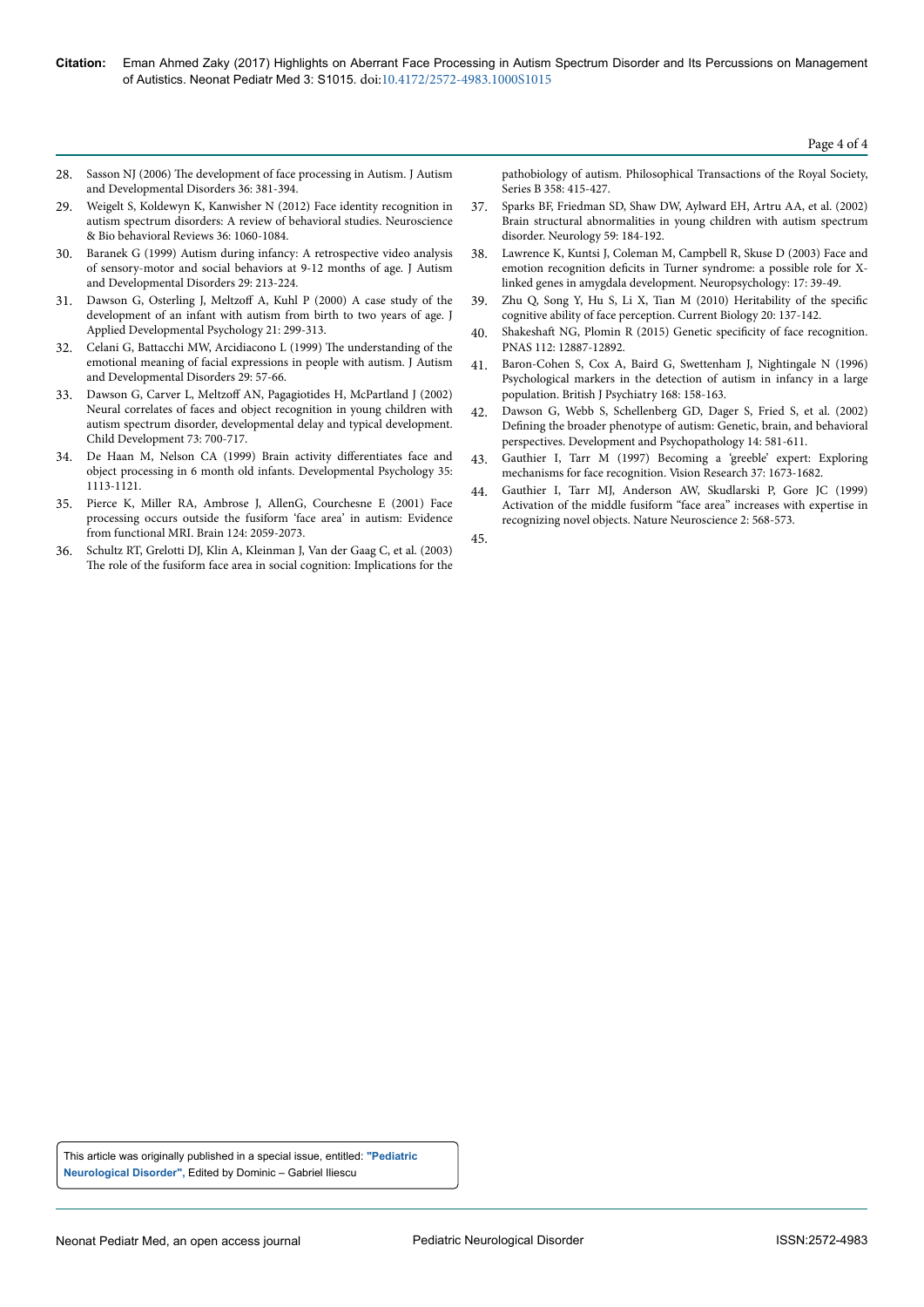28. Sasson NJ (2006) The development of face processing in Autism. J Autism and Developmental Disorders 36: 381-394.
29. Weigelt S, Koldewyn K, Kanwisher N (2012) Face identity recognition in autism spectrum disorders: A review of behavioral studies. Neuroscience & Bio behavioral Reviews 36: 1060-1084.
30. Baranek G (1999) Autism during infancy: A retrospective video analysis of sensory-motor and social behaviors at 9-12 months of age. J Autism and Developmental Disorders 29: 213-224.
31. Dawson G, Osterling J, Meltzoff A, Kuhl P (2000) A case study of the development of an infant with autism from birth to two years of age. J Applied Developmental Psychology 21: 299-313.
32. Celani G, Battacchi MW, Arcidiacono L (1999) The understanding of the emotional meaning of facial expressions in people with autism. J Autism and Developmental Disorders 29: 57-66.
33. Dawson G, Carver L, Meltzoff AN, Pagagiotides H, McPartland J (2002) Neural correlates of faces and object recognition in young children with autism spectrum disorder, developmental delay and typical development. Child Development 73: 700-717.
34. De Haan M, Nelson CA (1999) Brain activity differentiates face and object processing in 6 month old infants. Developmental Psychology 35: 1113-1121.
35. Pierce K, Miller RA, Ambrose J, AllenG, Courchesne E (2001) Face processing occurs outside the fusiform 'face area' in autism: Evidence from functional MRI. Brain 124: 2059-2073.
36. Schultz RT, Grelotti DJ, Klin A, Kleinman J, Van der Gaag C, et al. (2003) The role of the fusiform face area in social cognition: Implications for the pathobiology of autism. Philosophical Transactions of the Royal Society, Series B 358: 415-427.
37. Sparks BF, Friedman SD, Shaw DW, Aylward EH, Artru AA, et al. (2002) Brain structural abnormalities in young children with autism spectrum disorder. Neurology 59: 184-192.
38. Lawrence K, Kuntsi J, Coleman M, Campbell R, Skuse D (2003) Face and emotion recognition deficits in Turner syndrome: a possible role for X-linked genes in amygdala development. Neuropsychology: 17: 39-49.
39. Zhu Q, Song Y, Hu S, Li X, Tian M (2010) Heritability of the specific cognitive ability of face perception. Current Biology 20: 137-142.
40. Shakeshaft NG, Plomin R (2015) Genetic specificity of face recognition. PNAS 112: 12887-12892.
41. Baron-Cohen S, Cox A, Baird G, Swettenham J, Nightingale N (1996) Psychological markers in the detection of autism in infancy in a large population. British J Psychiatry 168: 158-163.
42. Dawson G, Webb S, Schellenberg GD, Dager S, Fried S, et al. (2002) Defining the broader phenotype of autism: Genetic, brain, and behavioral perspectives. Development and Psychopathology 14: 581-611.
43. Gauthier I, Tarr M (1997) Becoming a 'greeble' expert: Exploring mechanisms for face recognition. Vision Research 37: 1673-1682.
44. Gauthier I, Tarr MJ, Anderson AW, Skudlarski P, Gore JC (1999) Activation of the middle fusiform "face area" increases with expertise in recognizing novel objects. Nature Neuroscience 2: 568-573.
45.

This article was originally published in a special issue, entitled: **"Pediatric Neurological Disorder"**, Edited by Dominic – Gabriel Iliescu